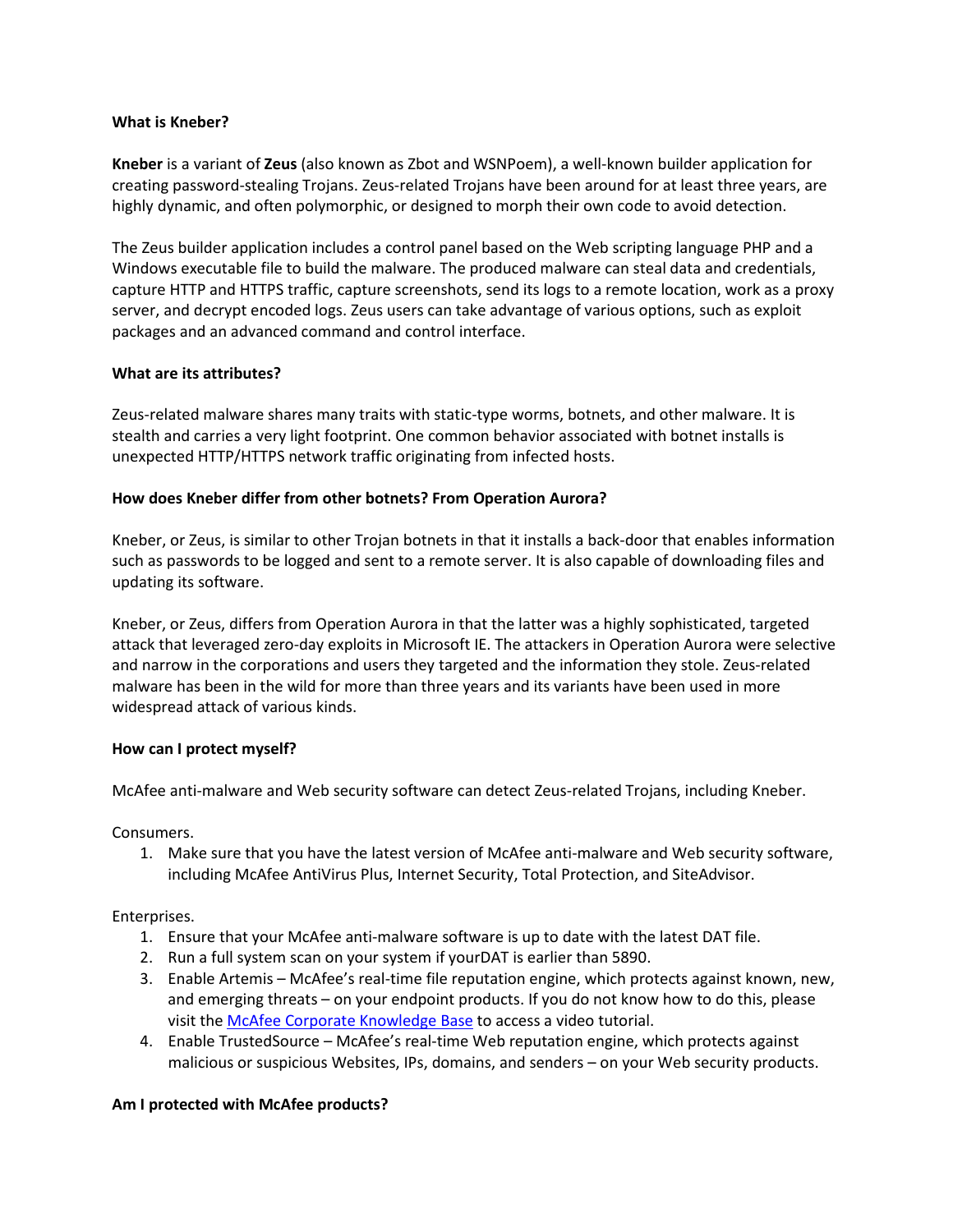**What is Kneber?**

**Kneber** is a variant of **Zeus** (also known as Zbot and WSNPoem), a well-known builder application for creating password-stealing Trojans. Zeus-related Trojans have been around for at least three years, are highly dynamic, and often polymorphic, or designed to morph their own code to avoid detection.

The Zeus builder application includes a control panel based on the Web scripting language PHP and a Windows executable file to build the malware. The produced malware can steal data and credentials, capture HTTP and HTTPS traffic, capture screenshots, send its logs to a remote location, work as a proxy server, and decrypt encoded logs. Zeus users can take advantage of various options, such as exploit packages and an advanced command and control interface.

**What are its attributes?**

Zeus-related malware shares many traits with static-type worms, botnets, and other malware. It is stealth and carries a very light footprint. One common behavior associated with botnet installs is unexpected HTTP/HTTPS network traffic originating from infected hosts.

**How does Kneber differ from other botnets? From Operation Aurora?**

Kneber, or Zeus, is similar to other Trojan botnets in that it installs a back-door that enables information such as passwords to be logged and sent to a remote server. It is also capable of downloading files and updating its software.

Kneber, or Zeus, differs from Operation Aurora in that the latter was a highly sophisticated, targeted attack that leveraged zero-day exploits in Microsoft IE. The attackers in Operation Aurora were selective and narrow in the corporations and users they targeted and the information they stole. Zeus-related malware has been in the wild for more than three years and its variants have been used in more widespread attack of various kinds.

**How can I protect myself?**

McAfee anti-malware and Web security software can detect Zeus-related Trojans, including Kneber.

Consumers.

1. Make sure that you have the latest version of McAfee anti-malware and Web security software, including McAfee AntiVirus Plus, Internet Security, Total Protection, and SiteAdvisor.

Enterprises.

1. Ensure that your McAfee anti-malware software is up to date with the latest DAT file.
2. Run a full system scan on your system if yourDAT is earlier than 5890.
3. Enable Artemis – McAfee's real-time file reputation engine, which protects against known, new, and emerging threats – on your endpoint products. If you do not know how to do this, please visit the McAfee Corporate Knowledge Base to access a video tutorial.
4. Enable TrustedSource – McAfee's real-time Web reputation engine, which protects against malicious or suspicious Websites, IPs, domains, and senders – on your Web security products.

**Am I protected with McAfee products?**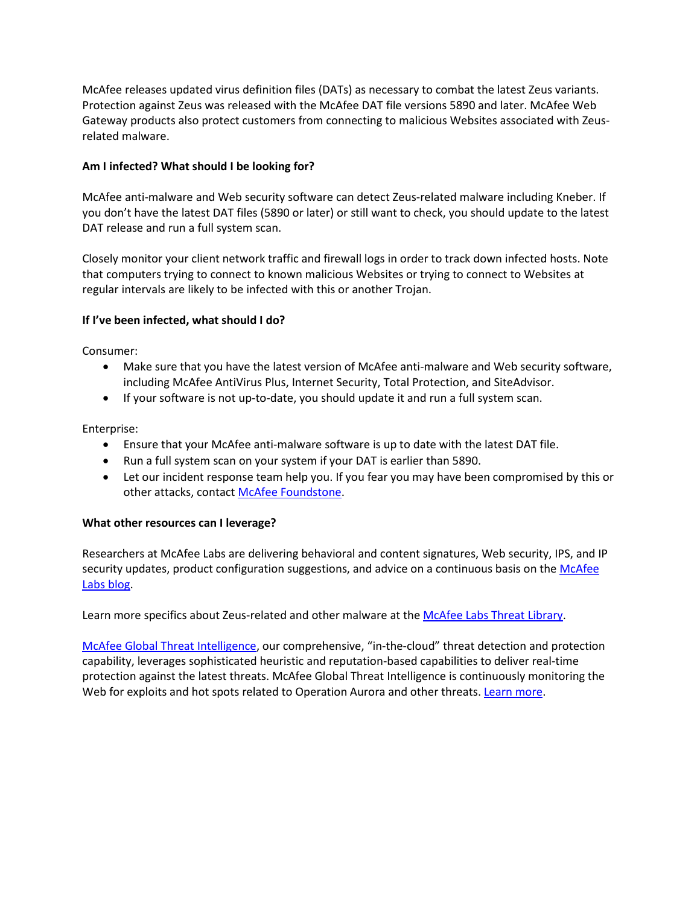McAfee releases updated virus definition files (DATs) as necessary to combat the latest Zeus variants. Protection against Zeus was released with the McAfee DAT file versions 5890 and later. McAfee Web Gateway products also protect customers from connecting to malicious Websites associated with Zeus-related malware.

**Am I infected? What should I be looking for?**

McAfee anti-malware and Web security software can detect Zeus-related malware including Kneber. If you don't have the latest DAT files (5890 or later) or still want to check, you should update to the latest DAT release and run a full system scan.

Closely monitor your client network traffic and firewall logs in order to track down infected hosts. Note that computers trying to connect to known malicious Websites or trying to connect to Websites at regular intervals are likely to be infected with this or another Trojan.

**If I've been infected, what should I do?**

Consumer:

- Make sure that you have the latest version of McAfee anti-malware and Web security software, including McAfee AntiVirus Plus, Internet Security, Total Protection, and SiteAdvisor.
- If your software is not up-to-date, you should update it and run a full system scan.

Enterprise:

- Ensure that your McAfee anti-malware software is up to date with the latest DAT file.
- Run a full system scan on your system if your DAT is earlier than 5890.
- Let our incident response team help you. If you fear you may have been compromised by this or other attacks, contact McAfee Foundstone.

**What other resources can I leverage?**

Researchers at McAfee Labs are delivering behavioral and content signatures, Web security, IPS, and IP security updates, product configuration suggestions, and advice on a continuous basis on the McAfee Labs blog.

Learn more specifics about Zeus-related and other malware at the McAfee Labs Threat Library.

McAfee Global Threat Intelligence, our comprehensive, "in-the-cloud" threat detection and protection capability, leverages sophisticated heuristic and reputation-based capabilities to deliver real-time protection against the latest threats. McAfee Global Threat Intelligence is continuously monitoring the Web for exploits and hot spots related to Operation Aurora and other threats. Learn more.